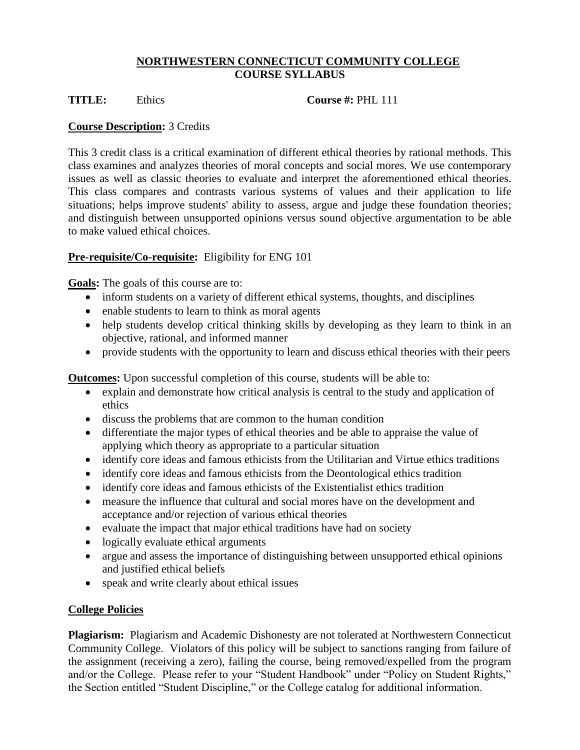# NORTHWESTERN CONNECTICUT COMMUNITY COLLEGE
## COURSE SYLLABUS

**TITLE:** Ethics **Course #:** PHL 111

**Course Description:** 3 Credits

This 3 credit class is a critical examination of different ethical theories by rational methods. This class examines and analyzes theories of moral concepts and social mores. We use contemporary issues as well as classic theories to evaluate and interpret the aforementioned ethical theories. This class compares and contrasts various systems of values and their application to life situations; helps improve students' ability to assess, argue and judge these foundation theories; and distinguish between unsupported opinions versus sound objective argumentation to be able to make valued ethical choices.

**Pre-requisite/Co-requisite:** Eligibility for ENG 101

**Goals:** The goals of this course are to:

- inform students on a variety of different ethical systems, thoughts, and disciplines
- enable students to learn to think as moral agents
- help students develop critical thinking skills by developing as they learn to think in an objective, rational, and informed manner
- provide students with the opportunity to learn and discuss ethical theories with their peers

**Outcomes:** Upon successful completion of this course, students will be able to:

- explain and demonstrate how critical analysis is central to the study and application of ethics
- discuss the problems that are common to the human condition
- differentiate the major types of ethical theories and be able to appraise the value of applying which theory as appropriate to a particular situation
- identify core ideas and famous ethicists from the Utilitarian and Virtue ethics traditions
- identify core ideas and famous ethicists from the Deontological ethics tradition
- identify core ideas and famous ethicists of the Existentialist ethics tradition
- measure the influence that cultural and social mores have on the development and acceptance and/or rejection of various ethical theories
- evaluate the impact that major ethical traditions have had on society
- logically evaluate ethical arguments
- argue and assess the importance of distinguishing between unsupported ethical opinions and justified ethical beliefs
- speak and write clearly about ethical issues

## College Policies

**Plagiarism:** Plagiarism and Academic Dishonesty are not tolerated at Northwestern Connecticut Community College. Violators of this policy will be subject to sanctions ranging from failure of the assignment (receiving a zero), failing the course, being removed/expelled from the program and/or the College. Please refer to your "Student Handbook" under "Policy on Student Rights," the Section entitled "Student Discipline," or the College catalog for additional information.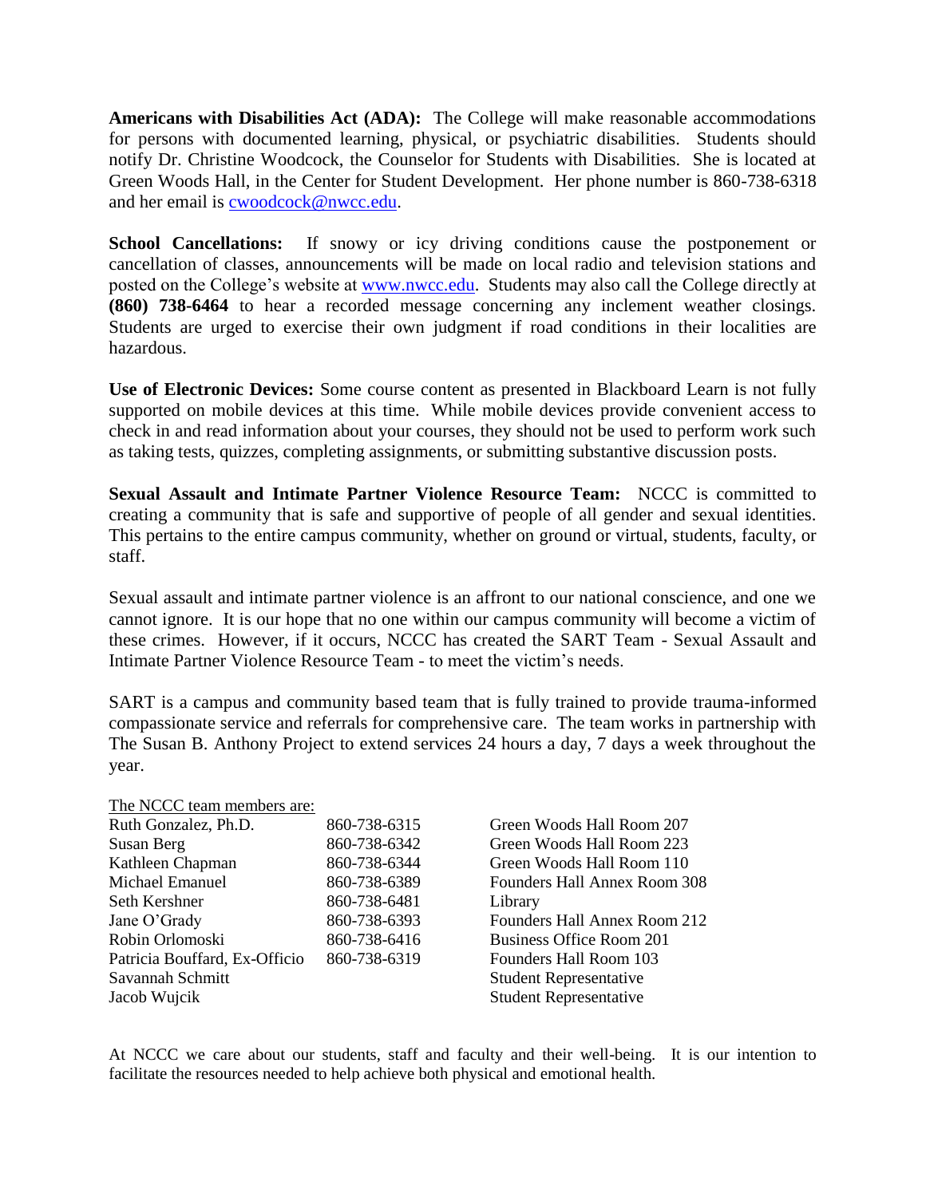**Americans with Disabilities Act (ADA):** The College will make reasonable accommodations for persons with documented learning, physical, or psychiatric disabilities. Students should notify Dr. Christine Woodcock, the Counselor for Students with Disabilities. She is located at Green Woods Hall, in the Center for Student Development. Her phone number is 860-738-6318 and her email is cwoodcock@nwcc.edu.

**School Cancellations:** If snowy or icy driving conditions cause the postponement or cancellation of classes, announcements will be made on local radio and television stations and posted on the College's website at www.nwcc.edu. Students may also call the College directly at **(860) 738-6464** to hear a recorded message concerning any inclement weather closings. Students are urged to exercise their own judgment if road conditions in their localities are hazardous.

**Use of Electronic Devices:** Some course content as presented in Blackboard Learn is not fully supported on mobile devices at this time. While mobile devices provide convenient access to check in and read information about your courses, they should not be used to perform work such as taking tests, quizzes, completing assignments, or submitting substantive discussion posts.

**Sexual Assault and Intimate Partner Violence Resource Team:** NCCC is committed to creating a community that is safe and supportive of people of all gender and sexual identities. This pertains to the entire campus community, whether on ground or virtual, students, faculty, or staff.

Sexual assault and intimate partner violence is an affront to our national conscience, and one we cannot ignore. It is our hope that no one within our campus community will become a victim of these crimes. However, if it occurs, NCCC has created the SART Team - Sexual Assault and Intimate Partner Violence Resource Team - to meet the victim's needs.

SART is a campus and community based team that is fully trained to provide trauma-informed compassionate service and referrals for comprehensive care. The team works in partnership with The Susan B. Anthony Project to extend services 24 hours a day, 7 days a week throughout the year.

The NCCC team members are:

| | | |
|---|---|---|
| Ruth Gonzalez, Ph.D. | 860-738-6315 | Green Woods Hall Room 207 |
| Susan Berg | 860-738-6342 | Green Woods Hall Room 223 |
| Kathleen Chapman | 860-738-6344 | Green Woods Hall Room 110 |
| Michael Emanuel | 860-738-6389 | Founders Hall Annex Room 308 |
| Seth Kershner | 860-738-6481 | Library |
| Jane O'Grady | 860-738-6393 | Founders Hall Annex Room 212 |
| Robin Orlomoski | 860-738-6416 | Business Office Room 201 |
| Patricia Bouffard, Ex-Officio | 860-738-6319 | Founders Hall Room 103 |
| Savannah Schmitt | | Student Representative |
| Jacob Wujcik | | Student Representative |

At NCCC we care about our students, staff and faculty and their well-being. It is our intention to facilitate the resources needed to help achieve both physical and emotional health.